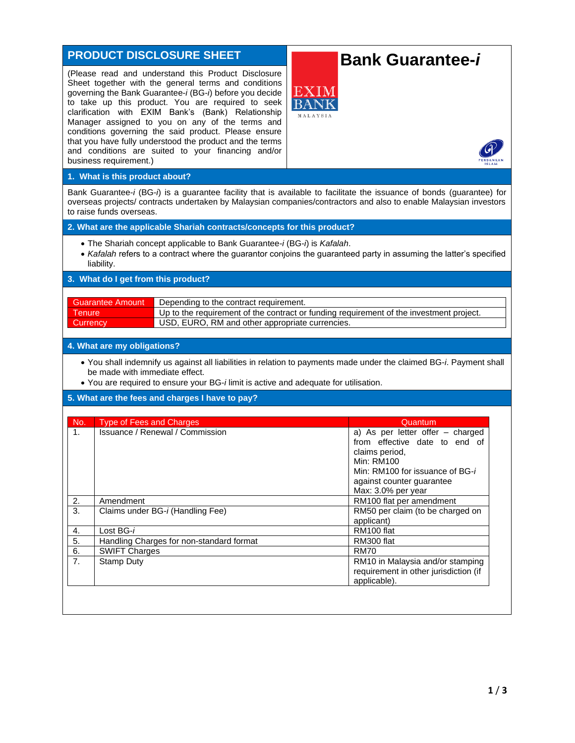# PRODUCT DISCLOSURE SHEET

# Bank Guarantee-*i*

(Please read and understand this Product Disclosure Sheet together with the general terms and conditions governing the Bank Guarantee-*i* (BG-*i*) before you decide to take up this product. You are required to seek clarification with EXIM Bank's (Bank) Relationship Manager assigned to you on any of the terms and conditions governing the said product. Please ensure that you have fully understood the product and the terms and conditions are suited to your financing and/or business requirement.)

## 1. What is this product about?

Bank Guarantee-*i* (BG-*i*) is a guarantee facility that is available to facilitate the issuance of bonds (guarantee) for overseas projects/ contracts undertaken by Malaysian companies/contractors and also to enable Malaysian investors to raise funds overseas.

## 2. What are the applicable Shariah contracts/concepts for this product?

- The Shariah concept applicable to Bank Guarantee-*i* (BG-*i*) is *Kafalah*.
- *Kafalah* refers to a contract where the guarantor conjoins the guaranteed party in assuming the latter's specified liability.

## 3. What do I get from this product?

| | |
|---|---|
| Guarantee Amount | Depending to the contract requirement. |
| Tenure | Up to the requirement of the contract or funding requirement of the investment project. |
| Currency | USD, EURO, RM and other appropriate currencies. |

## 4. What are my obligations?

- You shall indemnify us against all liabilities in relation to payments made under the claimed BG-*i*. Payment shall be made with immediate effect.
- You are required to ensure your BG-*i* limit is active and adequate for utilisation.

## 5. What are the fees and charges I have to pay?

| No. | Type of Fees and Charges | Quantum |
|---|---|---|
| 1. | Issuance / Renewal / Commission | a) As per letter offer – charged from effective date to end of claims period,<br>Min: RM100<br>Min: RM100 for issuance of BG-*i* against counter guarantee<br>Max: 3.0% per year |
| 2. | Amendment | RM100 flat per amendment |
| 3. | Claims under BG-*i* (Handling Fee) | RM50 per claim (to be charged on applicant) |
| 4. | Lost BG-*i* | RM100 flat |
| 5. | Handling Charges for non-standard format | RM300 flat |
| 6. | SWIFT Charges | RM70 |
| 7. | Stamp Duty | RM10 in Malaysia and/or stamping requirement in other jurisdiction (if applicable). |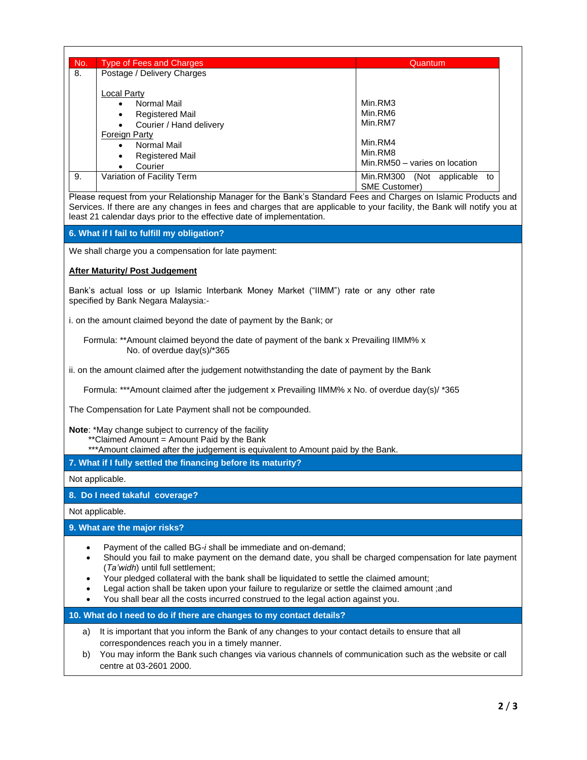| No. | Type of Fees and Charges | Quantum |
|---|---|---|
| 8. | Postage / Delivery Charges<br><br>Local Party<br>• Normal Mail<br>• Registered Mail<br>• Courier / Hand delivery<br>Foreign Party<br>• Normal Mail<br>• Registered Mail<br>• Courier | <br><br><br>Min.RM3<br>Min.RM6<br>Min.RM7<br><br>Min.RM4<br>Min.RM8<br>Min.RM50 – varies on location |
| 9. | Variation of Facility Term | Min.RM300 (Not applicable to SME Customer) |

Please request from your Relationship Manager for the Bank's Standard Fees and Charges on Islamic Products and Services. If there are any changes in fees and charges that are applicable to your facility, the Bank will notify you at least 21 calendar days prior to the effective date of implementation.

## 6. What if I fail to fulfill my obligation?

We shall charge you a compensation for late payment:

**After Maturity/ Post Judgement**

Bank's actual loss or up Islamic Interbank Money Market ("IIMM") rate or any other rate specified by Bank Negara Malaysia:-

i. on the amount claimed beyond the date of payment by the Bank; or

Formula: **Amount claimed beyond the date of payment of the bank x Prevailing IIMM% x No. of overdue day(s)/*365

ii. on the amount claimed after the judgement notwithstanding the date of payment by the Bank

Formula: ***Amount claimed after the judgement x Prevailing IIMM% x No. of overdue day(s)/ *365

The Compensation for Late Payment shall not be compounded.

**Note**: *May change subject to currency of the facility
**Claimed Amount = Amount Paid by the Bank
***Amount claimed after the judgement is equivalent to Amount paid by the Bank.

## 7. What if I fully settled the financing before its maturity?

Not applicable.

## 8. Do I need takaful coverage?

Not applicable.

## 9. What are the major risks?

- Payment of the called BG-*i* shall be immediate and on-demand;
- Should you fail to make payment on the demand date, you shall be charged compensation for late payment (*Ta'widh*) until full settlement;
- Your pledged collateral with the bank shall be liquidated to settle the claimed amount;
- Legal action shall be taken upon your failure to regularize or settle the claimed amount ;and
- You shall bear all the costs incurred construed to the legal action against you.

## 10. What do I need to do if there are changes to my contact details?

a) It is important that you inform the Bank of any changes to your contact details to ensure that all correspondences reach you in a timely manner.

b) You may inform the Bank such changes via various channels of communication such as the website or call centre at 03-2601 2000.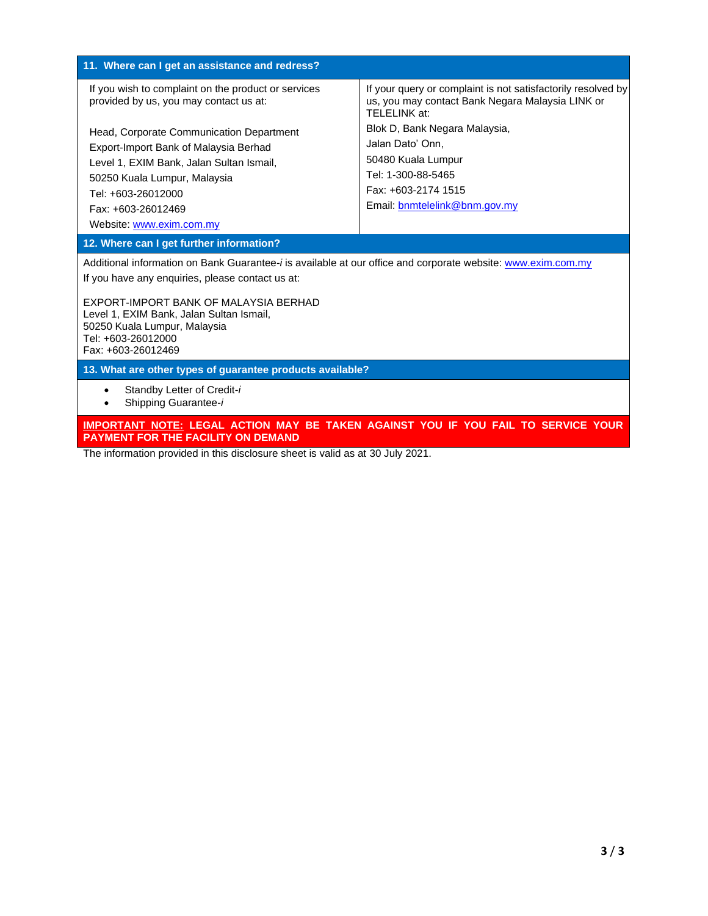## 11. Where can I get an assistance and redress?

| | |
|---|---|
| If you wish to complaint on the product or services provided by us, you may contact us at:<br><br>Head, Corporate Communication Department<br>Export-Import Bank of Malaysia Berhad<br>Level 1, EXIM Bank, Jalan Sultan Ismail,<br>50250 Kuala Lumpur, Malaysia<br>Tel: +603-26012000<br>Fax: +603-26012469<br>Website: www.exim.com.my | If your query or complaint is not satisfactorily resolved by us, you may contact Bank Negara Malaysia LINK or TELELINK at:<br>Blok D, Bank Negara Malaysia,<br>Jalan Dato' Onn,<br>50480 Kuala Lumpur<br>Tel: 1-300-88-5465<br>Fax: +603-2174 1515<br>Email: bnmtelelink@bnm.gov.my |

## 12. Where can I get further information?

Additional information on Bank Guarantee-*i* is available at our office and corporate website: www.exim.com.my

If you have any enquiries, please contact us at:

EXPORT-IMPORT BANK OF MALAYSIA BERHAD
Level 1, EXIM Bank, Jalan Sultan Ismail,
50250 Kuala Lumpur, Malaysia
Tel: +603-26012000
Fax: +603-26012469

## 13. What are other types of guarantee products available?

- Standby Letter of Credit-*i*
- Shipping Guarantee-*i*

**IMPORTANT NOTE: LEGAL ACTION MAY BE TAKEN AGAINST YOU IF YOU FAIL TO SERVICE YOUR PAYMENT FOR THE FACILITY ON DEMAND**

The information provided in this disclosure sheet is valid as at 30 July 2021.